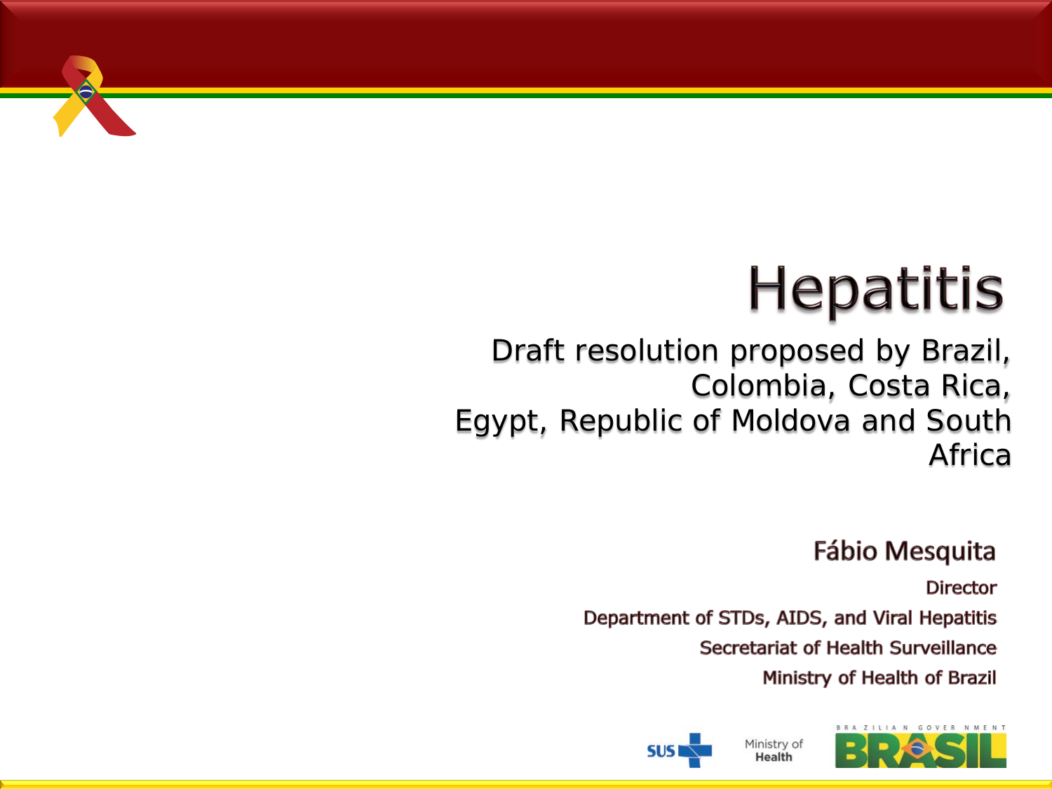# Hepatitis

## Draft resolution proposed by Brazil, Colombia, Costa Rica, Egypt, Republic of Moldova and South Africa

**Fábio Mesquita**

Director

Department of STDs, AIDS, and Viral Hepatitis

Secretariat of Health Surveillance

Ministry of Health of Brazil

SUS

Ministry of Health

BRAZILIAN GOVERNMENT

BRASIL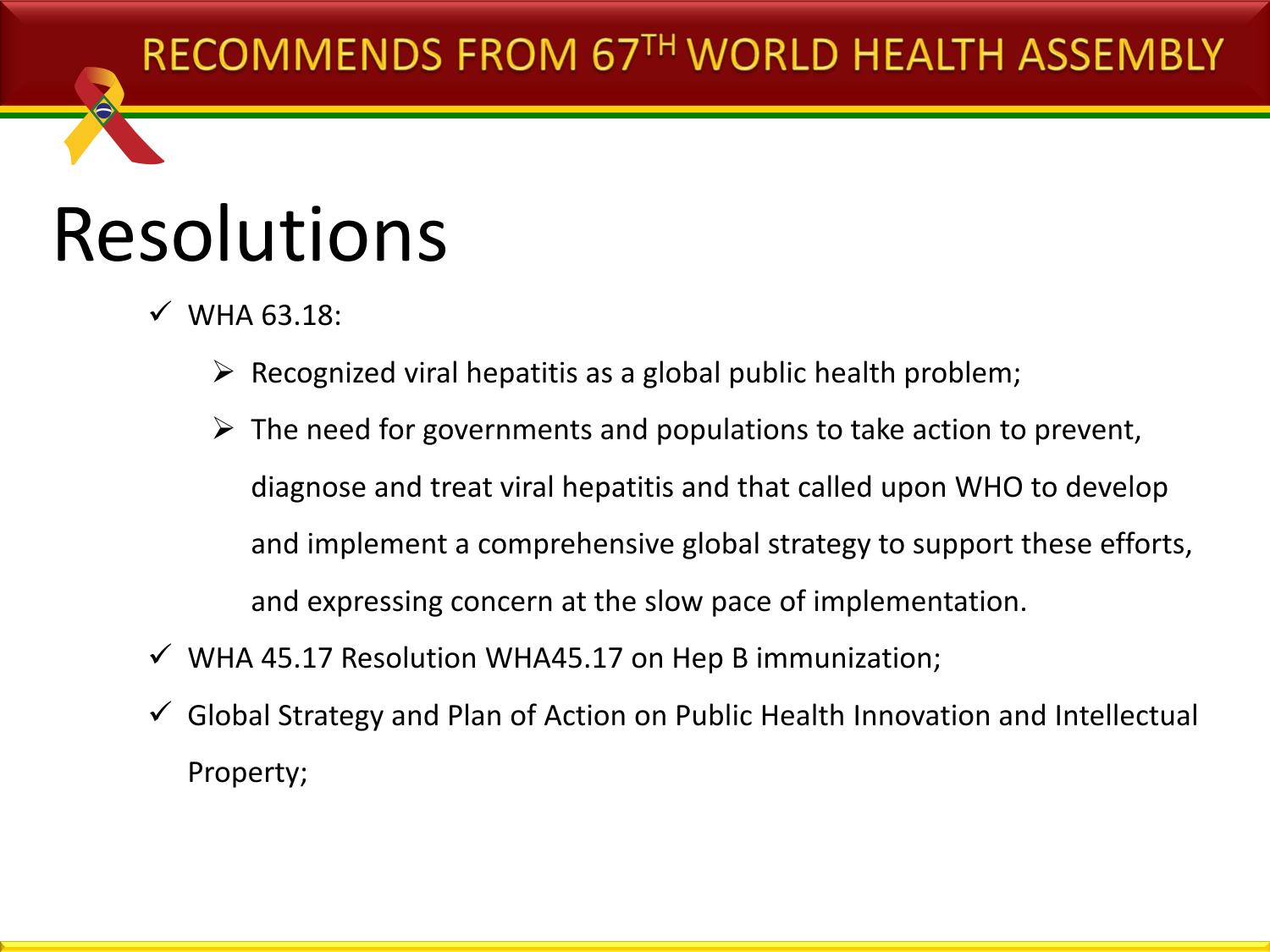# RECOMMENDS FROM 67TH WORLD HEALTH ASSEMBLY

## Resolutions

- ✓ WHA 63.18:
  - ➢ Recognized viral hepatitis as a global public health problem;
  - ➢ The need for governments and populations to take action to prevent, diagnose and treat viral hepatitis and that called upon WHO to develop and implement a comprehensive global strategy to support these efforts, and expressing concern at the slow pace of implementation.
- ✓ WHA 45.17 Resolution WHA45.17 on Hep B immunization;
- ✓ Global Strategy and Plan of Action on Public Health Innovation and Intellectual Property;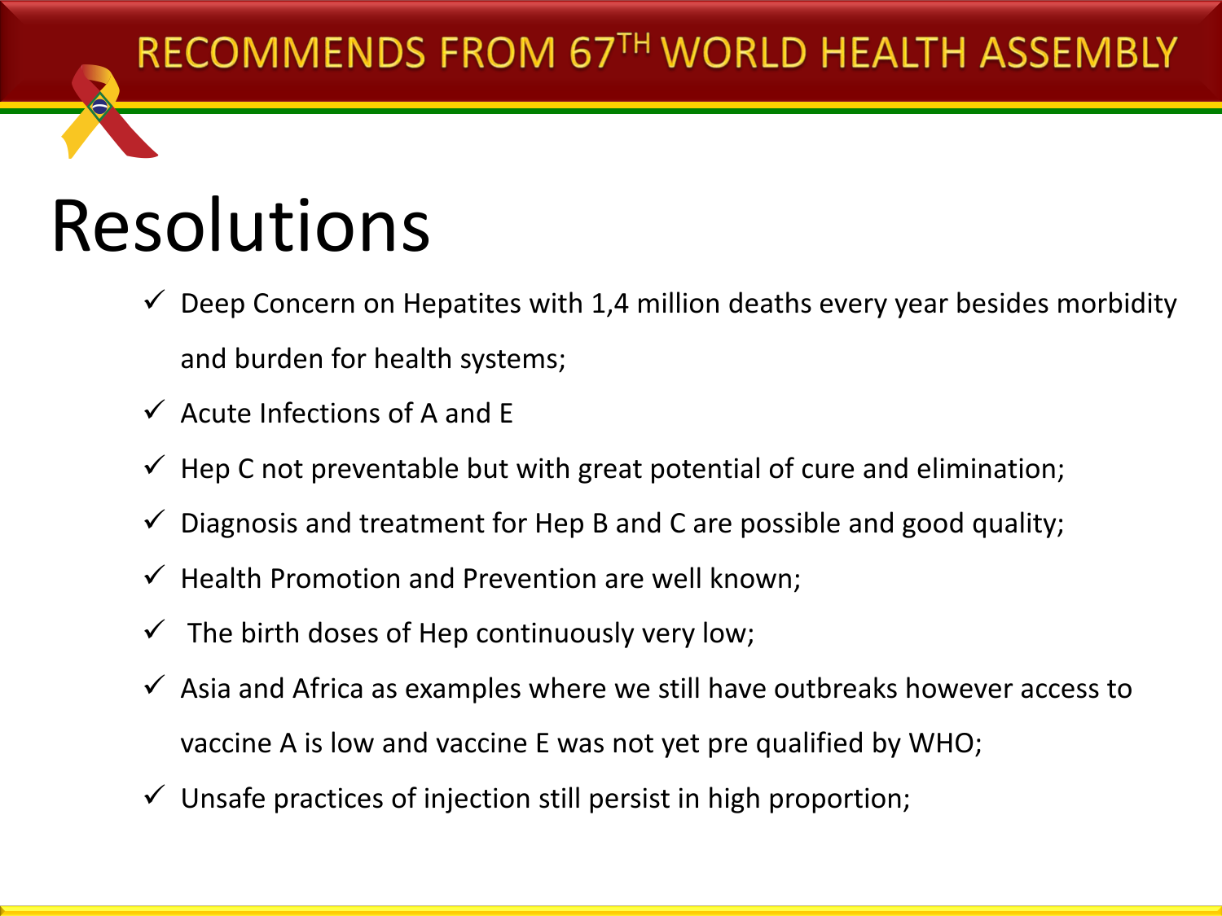# RECOMMENDS FROM 67TH WORLD HEALTH ASSEMBLY

## Resolutions

- ✓ Deep Concern on Hepatites with 1,4 million deaths every year besides morbidity and burden for health systems;
- ✓ Acute Infections of A and E
- ✓ Hep C not preventable but with great potential of cure and elimination;
- ✓ Diagnosis and treatment for Hep B and C are possible and good quality;
- ✓ Health Promotion and Prevention are well known;
- ✓ The birth doses of Hep continuously very low;
- ✓ Asia and Africa as examples where we still have outbreaks however access to vaccine A is low and vaccine E was not yet pre qualified by WHO;
- ✓ Unsafe practices of injection still persist in high proportion;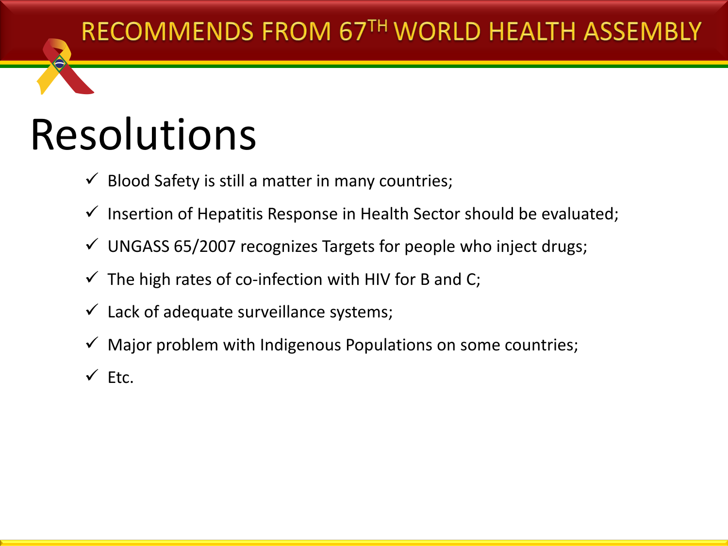# RECOMMENDS FROM 67TH WORLD HEALTH ASSEMBLY

## Resolutions

- ✓ Blood Safety is still a matter in many countries;
- ✓ Insertion of Hepatitis Response in Health Sector should be evaluated;
- ✓ UNGASS 65/2007 recognizes Targets for people who inject drugs;
- ✓ The high rates of co-infection with HIV for B and C;
- ✓ Lack of adequate surveillance systems;
- ✓ Major problem with Indigenous Populations on some countries;
- ✓ Etc.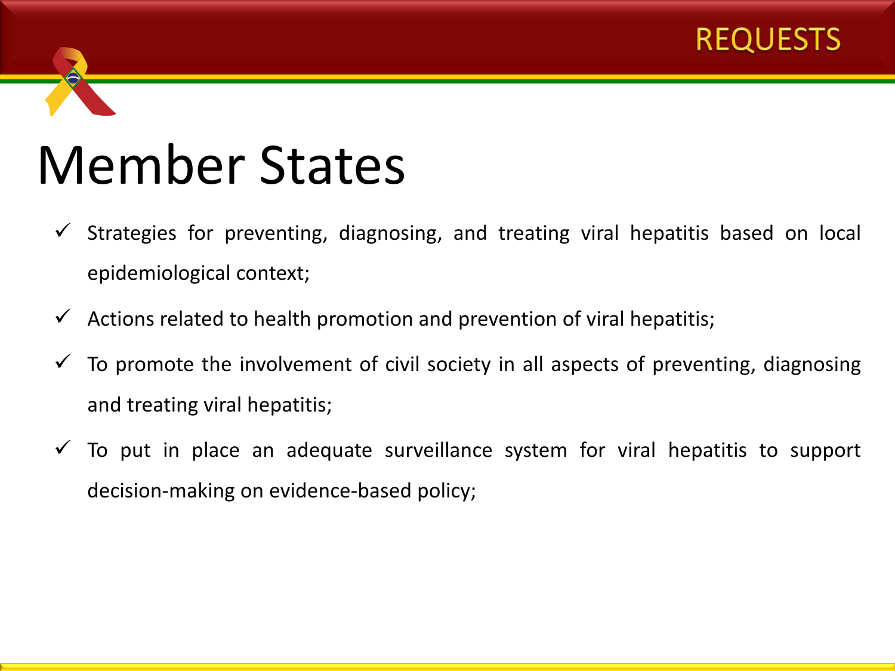REQUESTS

# Member States

- ✓ Strategies for preventing, diagnosing, and treating viral hepatitis based on local epidemiological context;
- ✓ Actions related to health promotion and prevention of viral hepatitis;
- ✓ To promote the involvement of civil society in all aspects of preventing, diagnosing and treating viral hepatitis;
- ✓ To put in place an adequate surveillance system for viral hepatitis to support decision-making on evidence-based policy;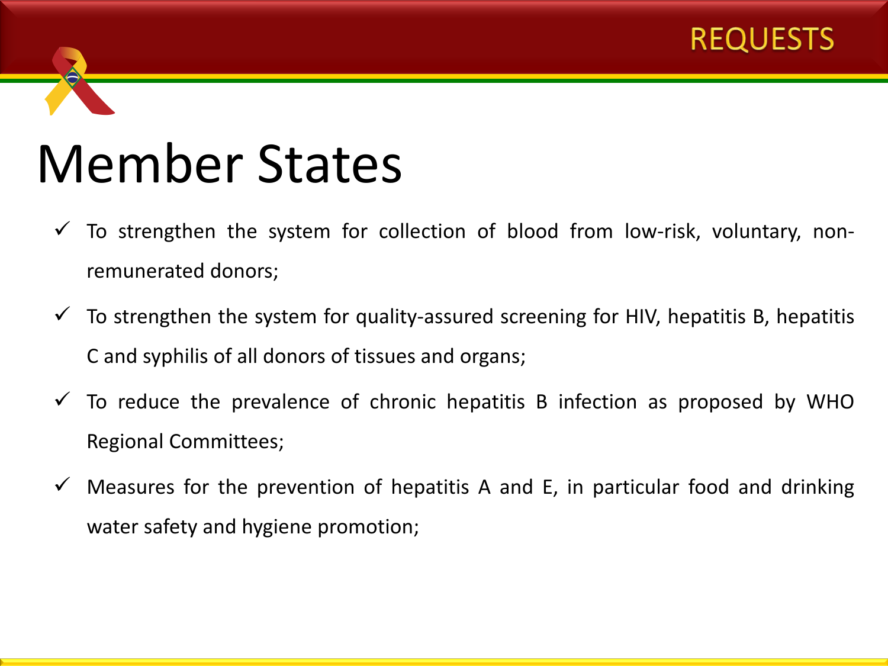REQUESTS

# Member States

- ✓ To strengthen the system for collection of blood from low-risk, voluntary, non-remunerated donors;
- ✓ To strengthen the system for quality-assured screening for HIV, hepatitis B, hepatitis C and syphilis of all donors of tissues and organs;
- ✓ To reduce the prevalence of chronic hepatitis B infection as proposed by WHO Regional Committees;
- ✓ Measures for the prevention of hepatitis A and E, in particular food and drinking water safety and hygiene promotion;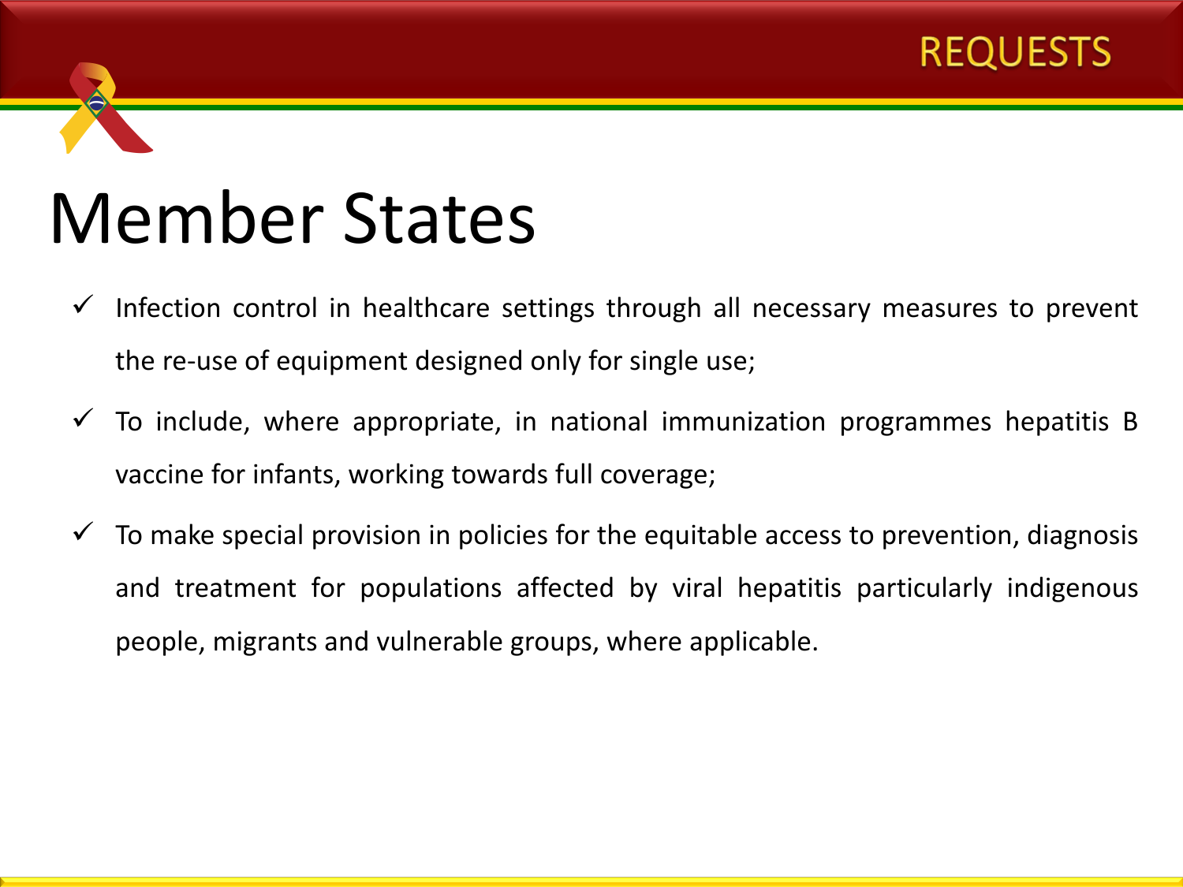REQUESTS

# Member States

- ✓ Infection control in healthcare settings through all necessary measures to prevent the re-use of equipment designed only for single use;
- ✓ To include, where appropriate, in national immunization programmes hepatitis B vaccine for infants, working towards full coverage;
- ✓ To make special provision in policies for the equitable access to prevention, diagnosis and treatment for populations affected by viral hepatitis particularly indigenous people, migrants and vulnerable groups, where applicable.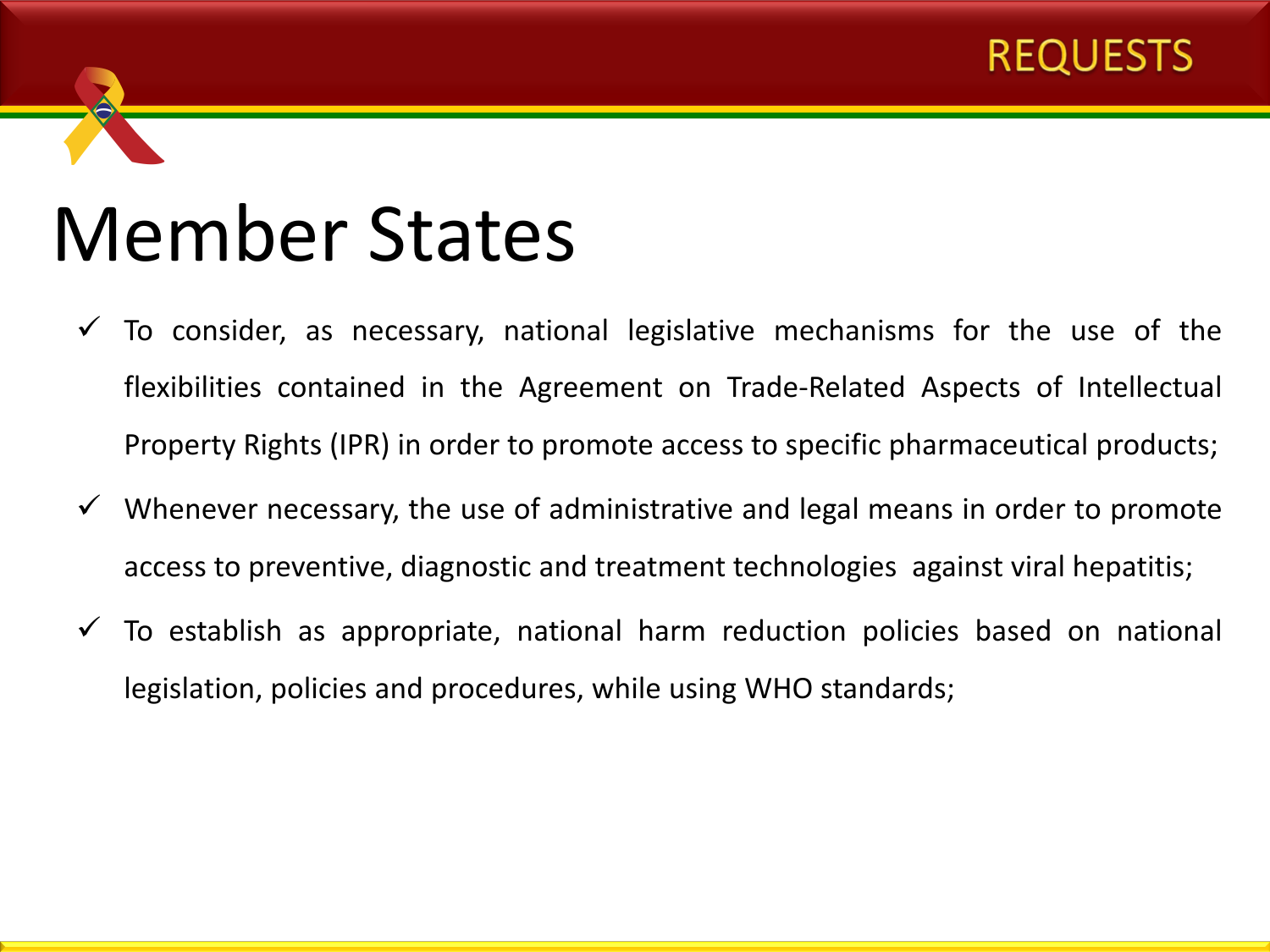REQUESTS

# Member States

- ✓ To consider, as necessary, national legislative mechanisms for the use of the flexibilities contained in the Agreement on Trade-Related Aspects of Intellectual Property Rights (IPR) in order to promote access to specific pharmaceutical products;
- ✓ Whenever necessary, the use of administrative and legal means in order to promote access to preventive, diagnostic and treatment technologies against viral hepatitis;
- ✓ To establish as appropriate, national harm reduction policies based on national legislation, policies and procedures, while using WHO standards;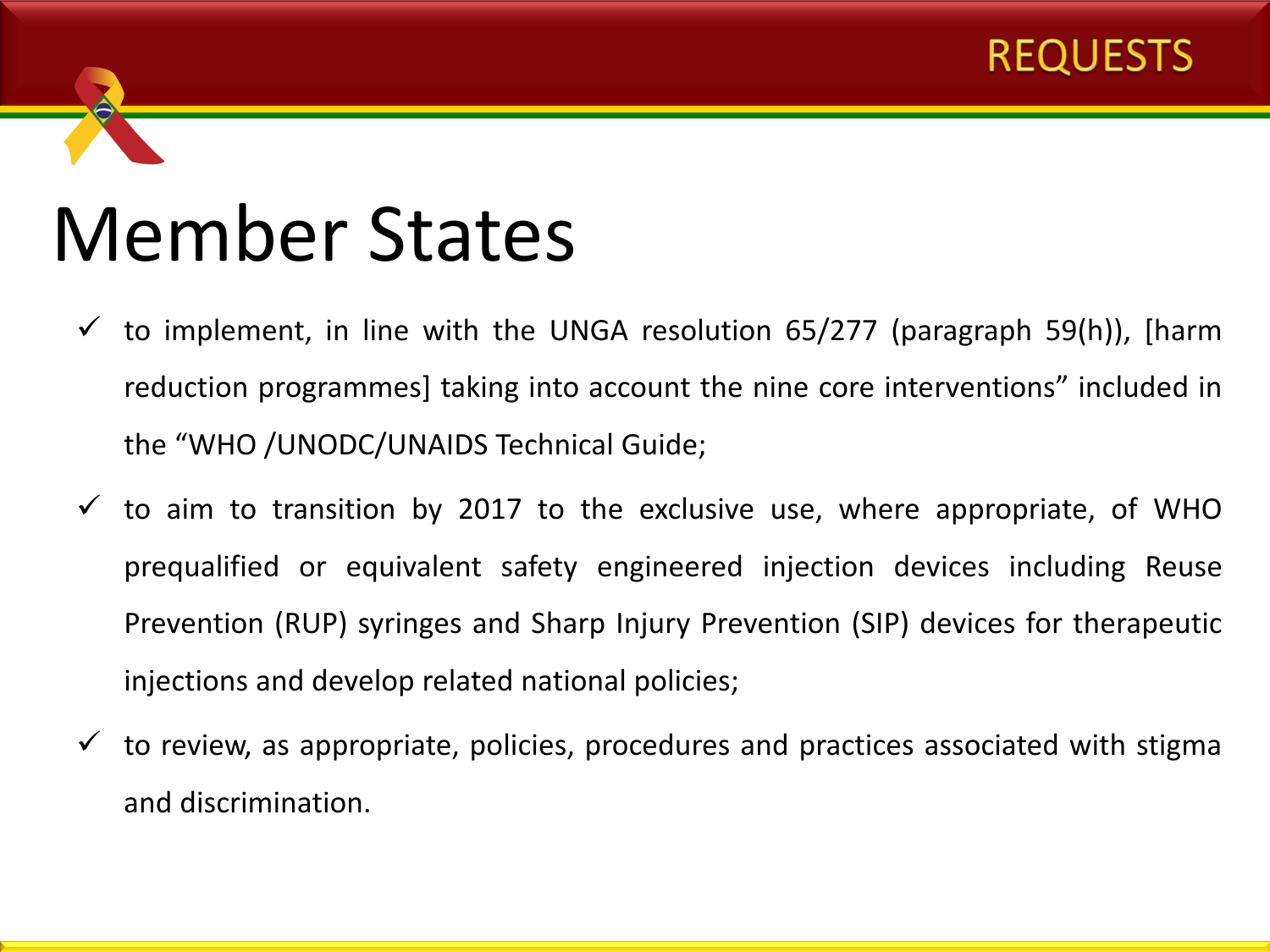REQUESTS

# Member States

- ✓ to implement, in line with the UNGA resolution 65/277 (paragraph 59(h)), [harm reduction programmes] taking into account the nine core interventions" included in the "WHO /UNODC/UNAIDS Technical Guide;
- ✓ to aim to transition by 2017 to the exclusive use, where appropriate, of WHO prequalified or equivalent safety engineered injection devices including Reuse Prevention (RUP) syringes and Sharp Injury Prevention (SIP) devices for therapeutic injections and develop related national policies;
- ✓ to review, as appropriate, policies, procedures and practices associated with stigma and discrimination.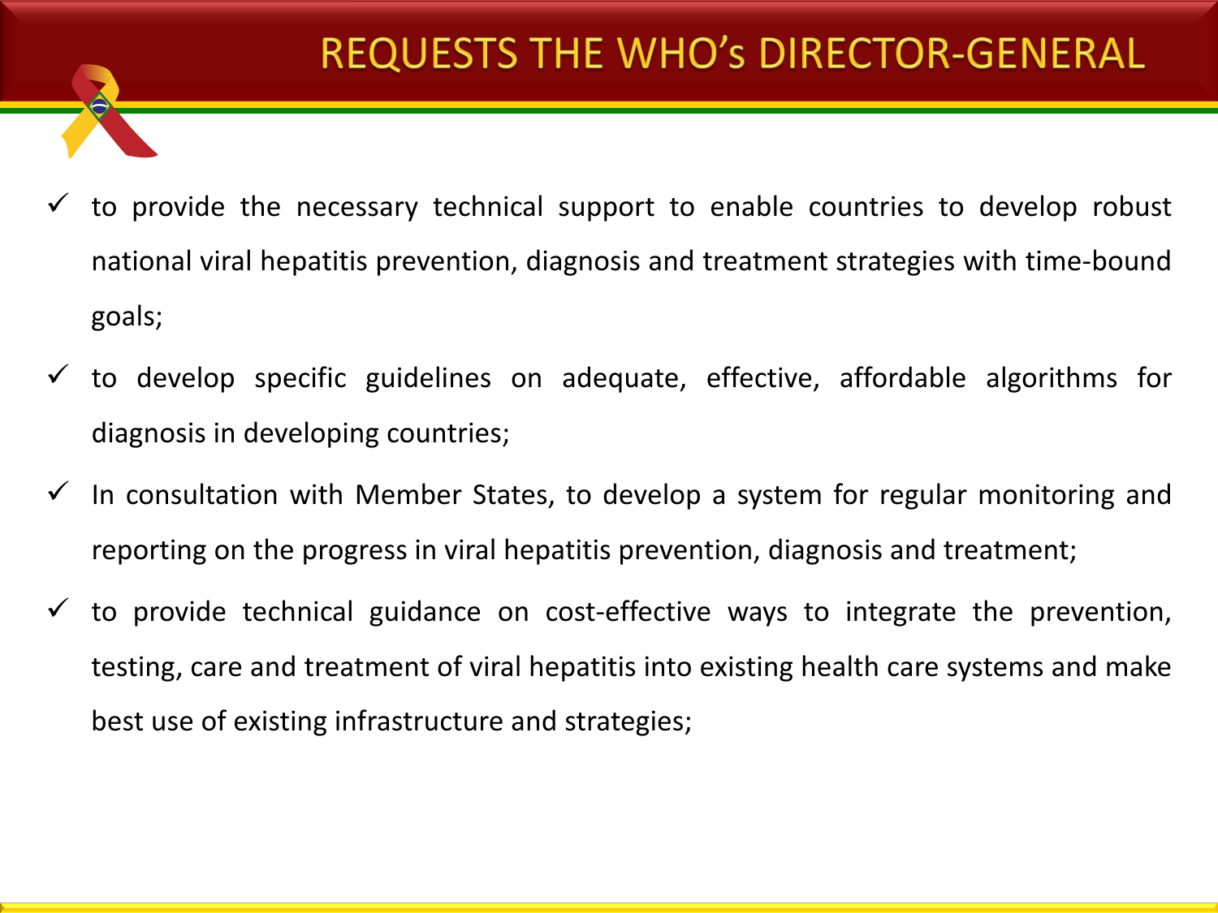# REQUESTS THE WHO's DIRECTOR-GENERAL

- ✓ to provide the necessary technical support to enable countries to develop robust national viral hepatitis prevention, diagnosis and treatment strategies with time-bound goals;
- ✓ to develop specific guidelines on adequate, effective, affordable algorithms for diagnosis in developing countries;
- ✓ In consultation with Member States, to develop a system for regular monitoring and reporting on the progress in viral hepatitis prevention, diagnosis and treatment;
- ✓ to provide technical guidance on cost-effective ways to integrate the prevention, testing, care and treatment of viral hepatitis into existing health care systems and make best use of existing infrastructure and strategies;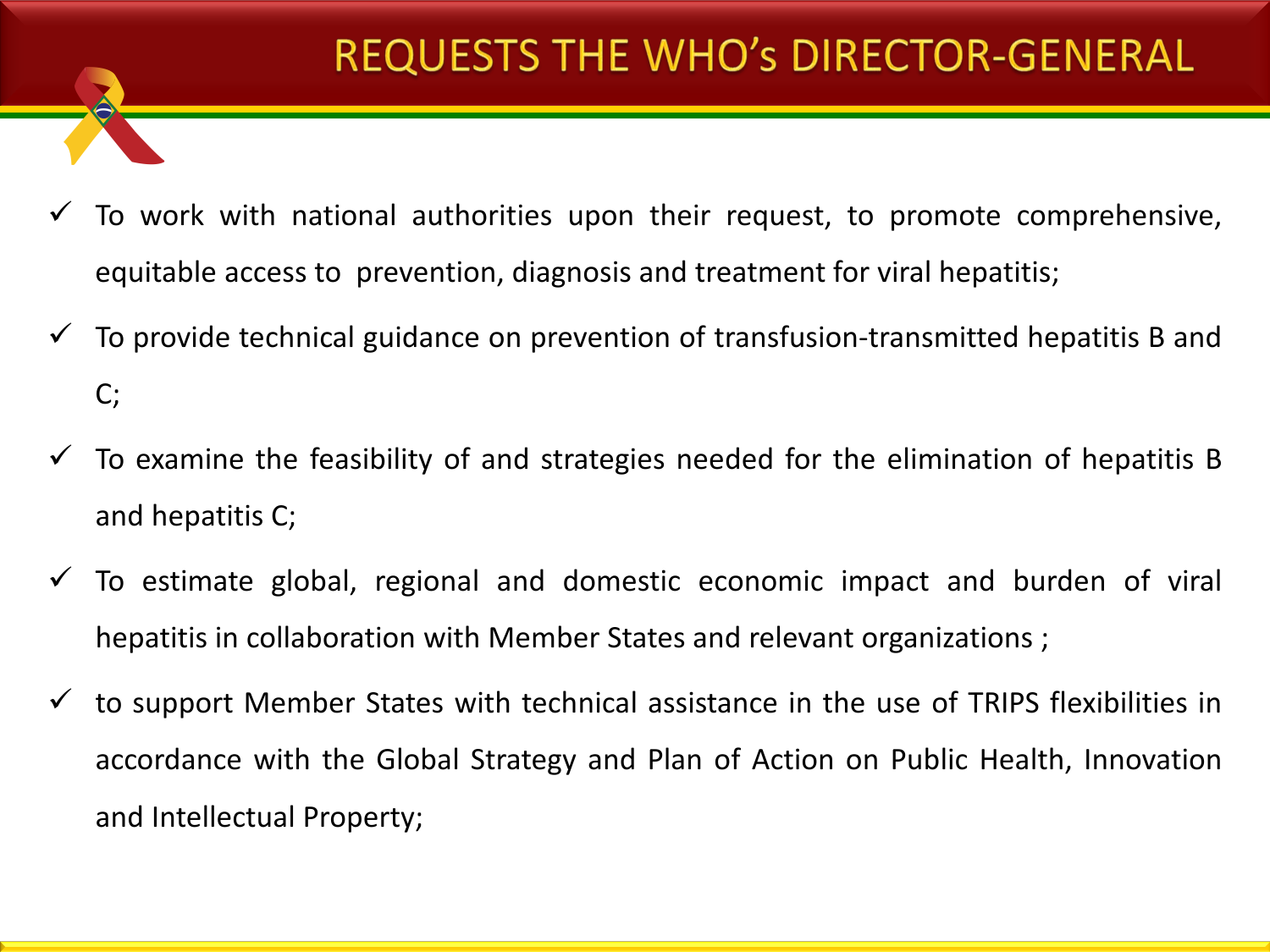# REQUESTS THE WHO's DIRECTOR-GENERAL

- ✓ To work with national authorities upon their request, to promote comprehensive, equitable access to prevention, diagnosis and treatment for viral hepatitis;
- ✓ To provide technical guidance on prevention of transfusion-transmitted hepatitis B and C;
- ✓ To examine the feasibility of and strategies needed for the elimination of hepatitis B and hepatitis C;
- ✓ To estimate global, regional and domestic economic impact and burden of viral hepatitis in collaboration with Member States and relevant organizations ;
- ✓ to support Member States with technical assistance in the use of TRIPS flexibilities in accordance with the Global Strategy and Plan of Action on Public Health, Innovation and Intellectual Property;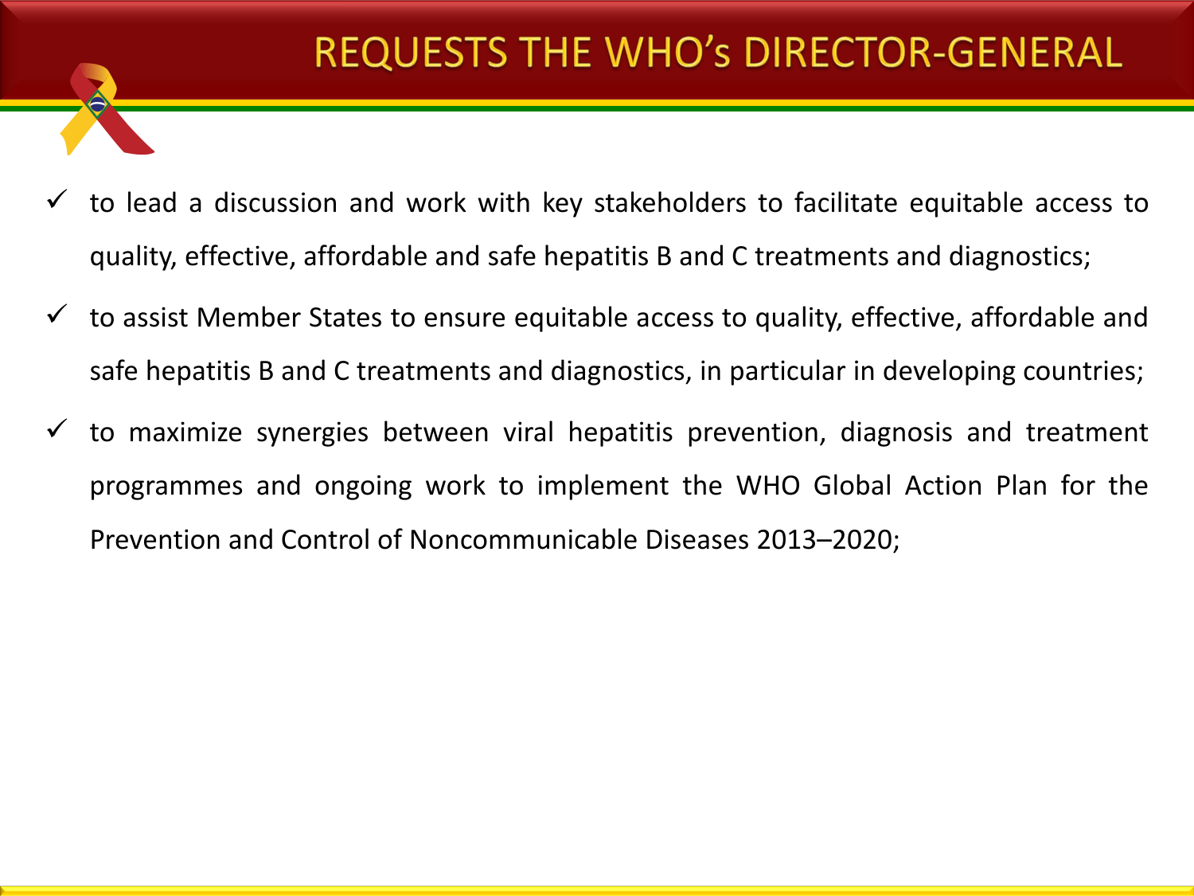# REQUESTS THE WHO's DIRECTOR-GENERAL

- ✓ to lead a discussion and work with key stakeholders to facilitate equitable access to quality, effective, affordable and safe hepatitis B and C treatments and diagnostics;
- ✓ to assist Member States to ensure equitable access to quality, effective, affordable and safe hepatitis B and C treatments and diagnostics, in particular in developing countries;
- ✓ to maximize synergies between viral hepatitis prevention, diagnosis and treatment programmes and ongoing work to implement the WHO Global Action Plan for the Prevention and Control of Noncommunicable Diseases 2013–2020;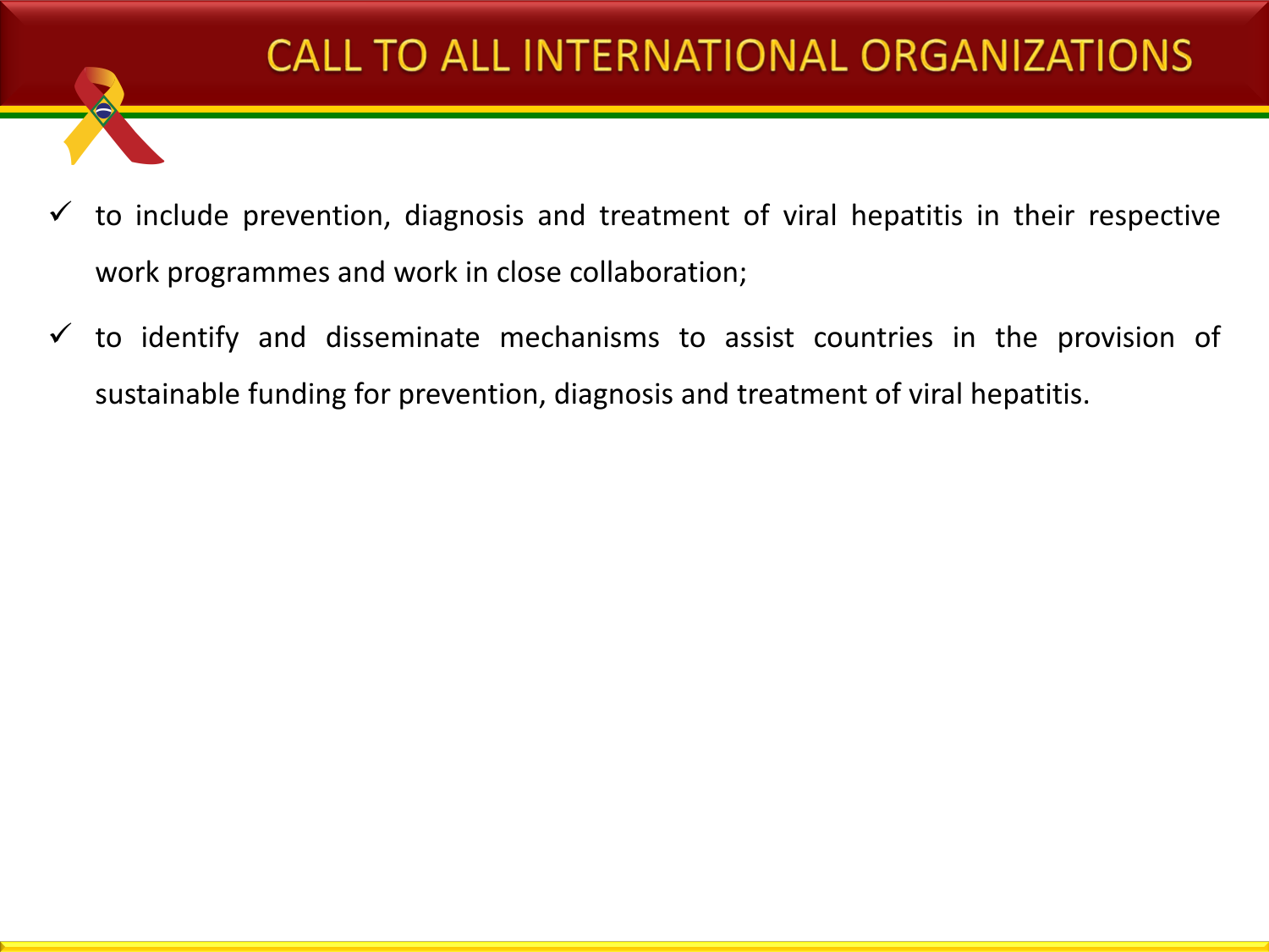# CALL TO ALL INTERNATIONAL ORGANIZATIONS

- ✓ to include prevention, diagnosis and treatment of viral hepatitis in their respective work programmes and work in close collaboration;
- ✓ to identify and disseminate mechanisms to assist countries in the provision of sustainable funding for prevention, diagnosis and treatment of viral hepatitis.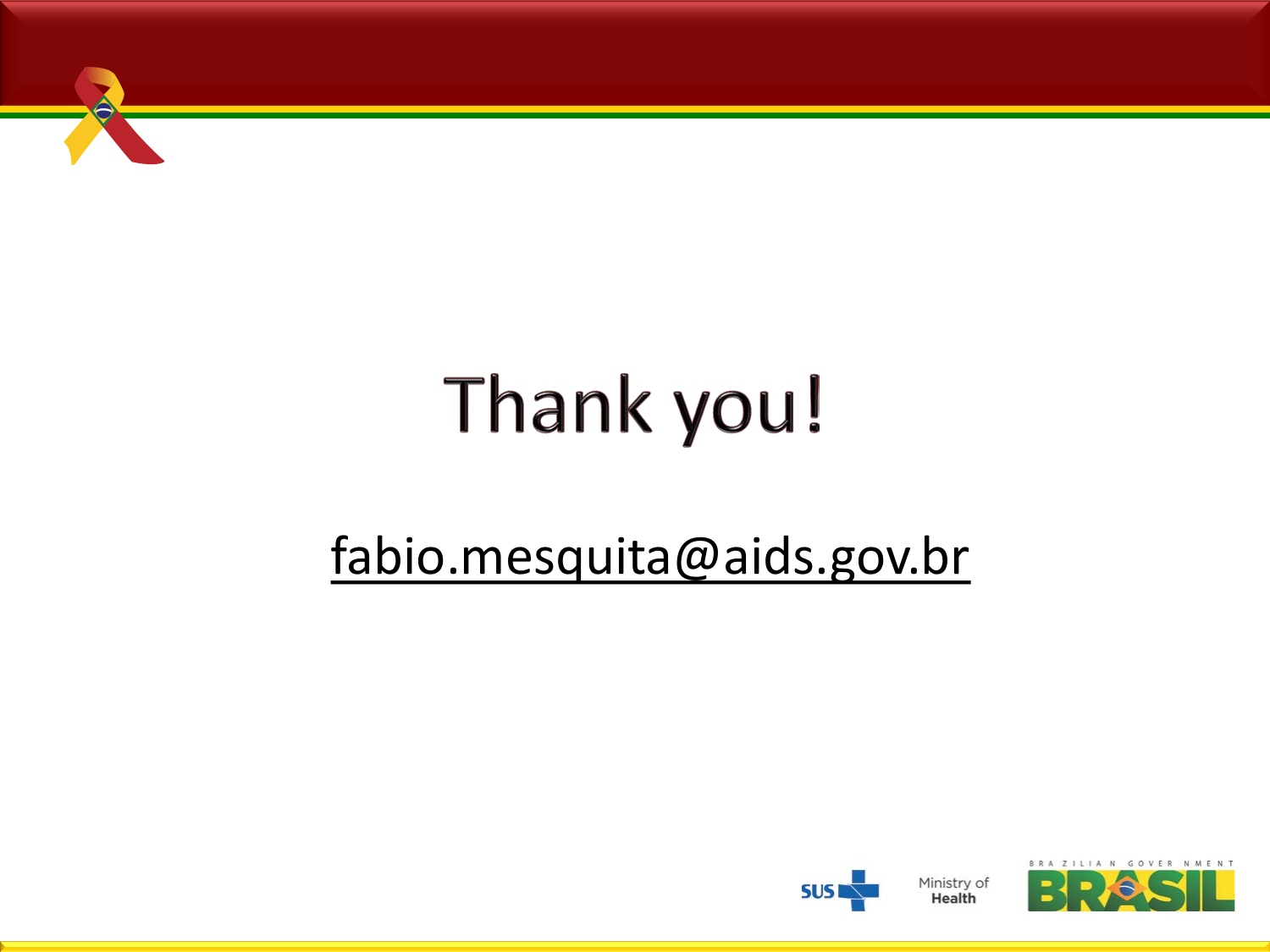# Thank you!

fabio.mesquita@aids.gov.br